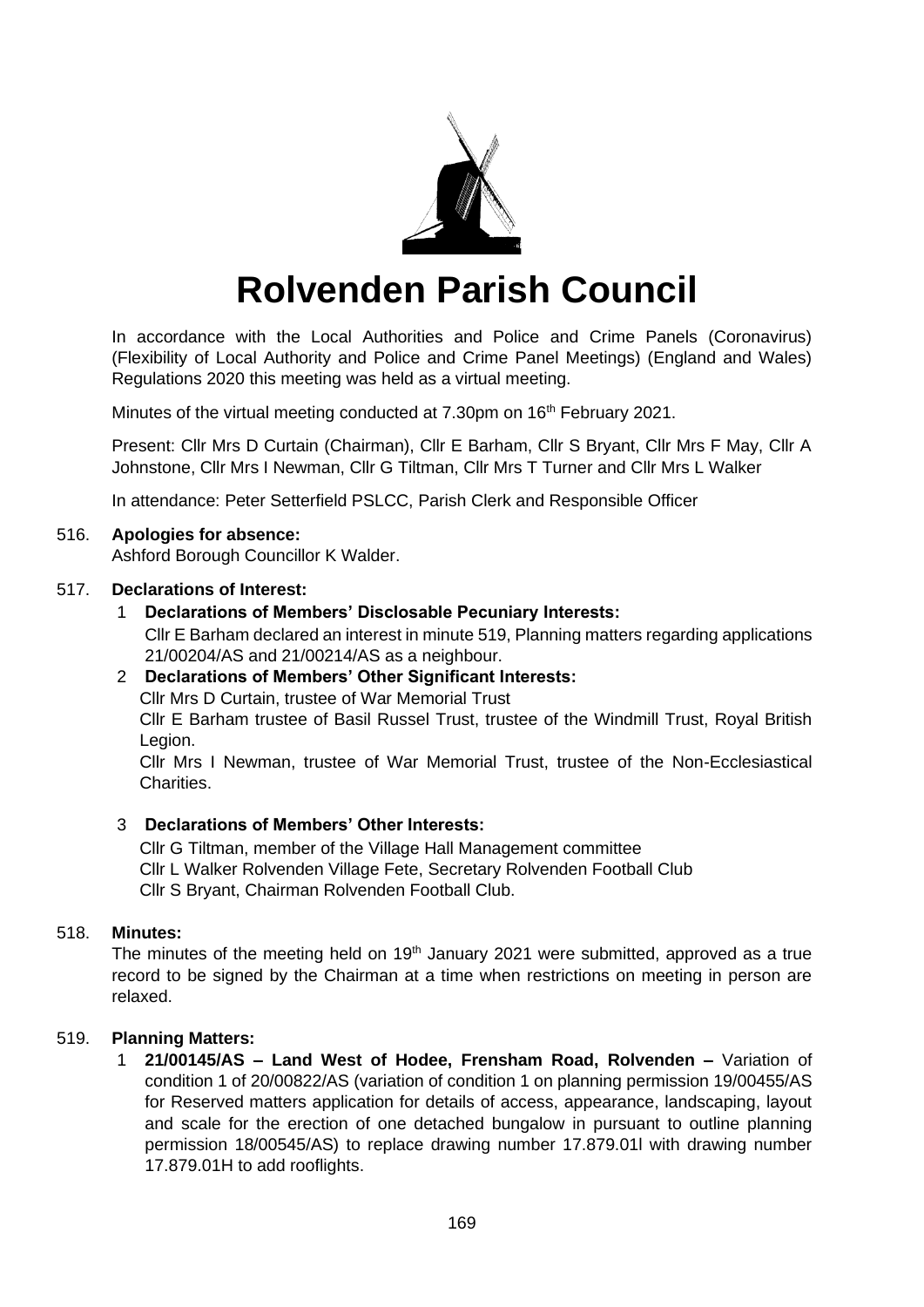# Rolvenden Parish Council

In accordance with the Local Authorities and Police and Crime Panels (Coronavirus) (Flexibility of Local Authority and Police and Crime Panel Meetings) (England and Wales) Regulations 2020 this meeting was held as a virtual meeting.

Minutes of the virtual meeting conducted at 7.30pm on 16th February 2021.

Present: Cllr Mrs D Curtain (Chairman), Cllr E Barham, Cllr S Bryant, Cllr Mrs F May, Cllr A Johnstone, Cllr Mrs I Newman, Cllr G Tiltman, Cllr Mrs T Turner and Cllr Mrs L Walker

In attendance: Peter Setterfield PSLCC, Parish Clerk and Responsible Officer

516. **Apologies for absence:**
Ashford Borough Councillor K Walder.

517. **Declarations of Interest:**

1. **Declarations of Members' Disclosable Pecuniary Interests:**
Cllr E Barham declared an interest in minute 519, Planning matters regarding applications 21/00204/AS and 21/00214/AS as a neighbour.

2. **Declarations of Members' Other Significant Interests:**
Cllr Mrs D Curtain, trustee of War Memorial Trust
Cllr E Barham trustee of Basil Russel Trust, trustee of the Windmill Trust, Royal British Legion.
Cllr Mrs I Newman, trustee of War Memorial Trust, trustee of the Non-Ecclesiastical Charities.

3. **Declarations of Members' Other Interests:**
Cllr G Tiltman, member of the Village Hall Management committee
Cllr L Walker Rolvenden Village Fete, Secretary Rolvenden Football Club
Cllr S Bryant, Chairman Rolvenden Football Club.

518. **Minutes:**
The minutes of the meeting held on 19th January 2021 were submitted, approved as a true record to be signed by the Chairman at a time when restrictions on meeting in person are relaxed.

519. **Planning Matters:**

1. **21/00145/AS – Land West of Hodee, Frensham Road, Rolvenden –** Variation of condition 1 of 20/00822/AS (variation of condition 1 on planning permission 19/00455/AS for Reserved matters application for details of access, appearance, landscaping, layout and scale for the erection of one detached bungalow in pursuant to outline planning permission 18/00545/AS) to replace drawing number 17.879.01I with drawing number 17.879.01H to add rooflights.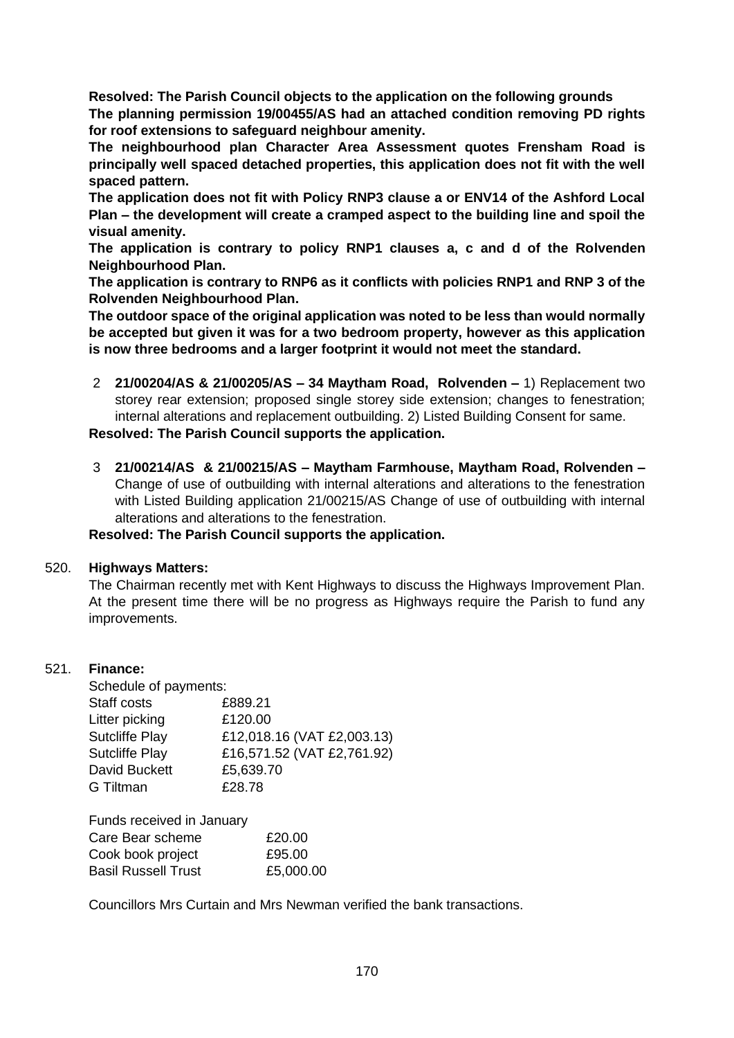**Resolved: The Parish Council objects to the application on the following grounds**
**The planning permission 19/00455/AS had an attached condition removing PD rights for roof extensions to safeguard neighbour amenity.**
**The neighbourhood plan Character Area Assessment quotes Frensham Road is principally well spaced detached properties, this application does not fit with the well spaced pattern.**
**The application does not fit with Policy RNP3 clause a or ENV14 of the Ashford Local Plan – the development will create a cramped aspect to the building line and spoil the visual amenity.**
**The application is contrary to policy RNP1 clauses a, c and d of the Rolvenden Neighbourhood Plan.**
**The application is contrary to RNP6 as it conflicts with policies RNP1 and RNP 3 of the Rolvenden Neighbourhood Plan.**
**The outdoor space of the original application was noted to be less than would normally be accepted but given it was for a two bedroom property, however as this application is now three bedrooms and a larger footprint it would not meet the standard.**

2 **21/00204/AS & 21/00205/AS – 34 Maytham Road, Rolvenden –** 1) Replacement two storey rear extension; proposed single storey side extension; changes to fenestration; internal alterations and replacement outbuilding. 2) Listed Building Consent for same.

**Resolved: The Parish Council supports the application.**

3 **21/00214/AS & 21/00215/AS – Maytham Farmhouse, Maytham Road, Rolvenden –** Change of use of outbuilding with internal alterations and alterations to the fenestration with Listed Building application 21/00215/AS Change of use of outbuilding with internal alterations and alterations to the fenestration.

**Resolved: The Parish Council supports the application.**

520. **Highways Matters:**

The Chairman recently met with Kent Highways to discuss the Highways Improvement Plan. At the present time there will be no progress as Highways require the Parish to fund any improvements.

521. **Finance:**

Schedule of payments:

| | |
|---|---|
| Staff costs | £889.21 |
| Litter picking | £120.00 |
| Sutcliffe Play | £12,018.16 (VAT £2,003.13) |
| Sutcliffe Play | £16,571.52 (VAT £2,761.92) |
| David Buckett | £5,639.70 |
| G Tiltman | £28.78 |

Funds received in January

| | |
|---|---|
| Care Bear scheme | £20.00 |
| Cook book project | £95.00 |
| Basil Russell Trust | £5,000.00 |

Councillors Mrs Curtain and Mrs Newman verified the bank transactions.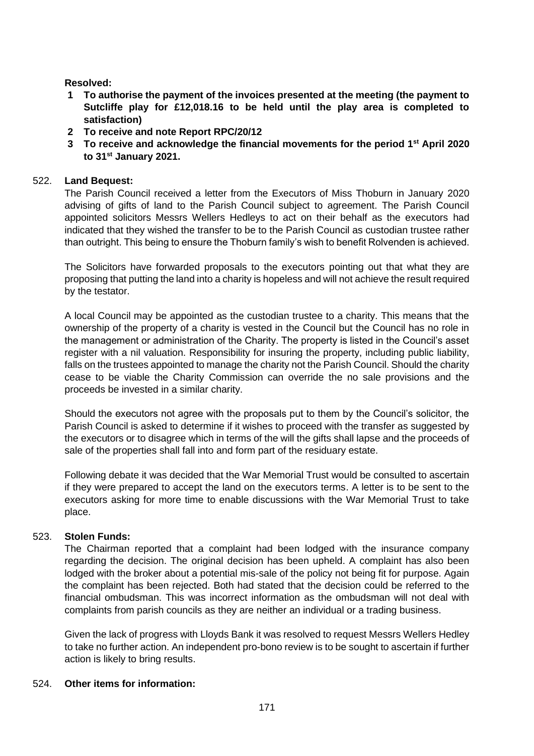**Resolved:**

1. **To authorise the payment of the invoices presented at the meeting (the payment to Sutcliffe play for £12,018.16 to be held until the play area is completed to satisfaction)**
2. **To receive and note Report RPC/20/12**
3. **To receive and acknowledge the financial movements for the period 1st April 2020 to 31st January 2021.**

522. **Land Bequest:**

The Parish Council received a letter from the Executors of Miss Thoburn in January 2020 advising of gifts of land to the Parish Council subject to agreement. The Parish Council appointed solicitors Messrs Wellers Hedleys to act on their behalf as the executors had indicated that they wished the transfer to be to the Parish Council as custodian trustee rather than outright. This being to ensure the Thoburn family's wish to benefit Rolvenden is achieved.

The Solicitors have forwarded proposals to the executors pointing out that what they are proposing that putting the land into a charity is hopeless and will not achieve the result required by the testator.

A local Council may be appointed as the custodian trustee to a charity. This means that the ownership of the property of a charity is vested in the Council but the Council has no role in the management or administration of the Charity. The property is listed in the Council's asset register with a nil valuation. Responsibility for insuring the property, including public liability, falls on the trustees appointed to manage the charity not the Parish Council. Should the charity cease to be viable the Charity Commission can override the no sale provisions and the proceeds be invested in a similar charity.

Should the executors not agree with the proposals put to them by the Council's solicitor, the Parish Council is asked to determine if it wishes to proceed with the transfer as suggested by the executors or to disagree which in terms of the will the gifts shall lapse and the proceeds of sale of the properties shall fall into and form part of the residuary estate.

Following debate it was decided that the War Memorial Trust would be consulted to ascertain if they were prepared to accept the land on the executors terms. A letter is to be sent to the executors asking for more time to enable discussions with the War Memorial Trust to take place.

523. **Stolen Funds:**

The Chairman reported that a complaint had been lodged with the insurance company regarding the decision. The original decision has been upheld. A complaint has also been lodged with the broker about a potential mis-sale of the policy not being fit for purpose. Again the complaint has been rejected. Both had stated that the decision could be referred to the financial ombudsman. This was incorrect information as the ombudsman will not deal with complaints from parish councils as they are neither an individual or a trading business.

Given the lack of progress with Lloyds Bank it was resolved to request Messrs Wellers Hedley to take no further action. An independent pro-bono review is to be sought to ascertain if further action is likely to bring results.

524. **Other items for information:**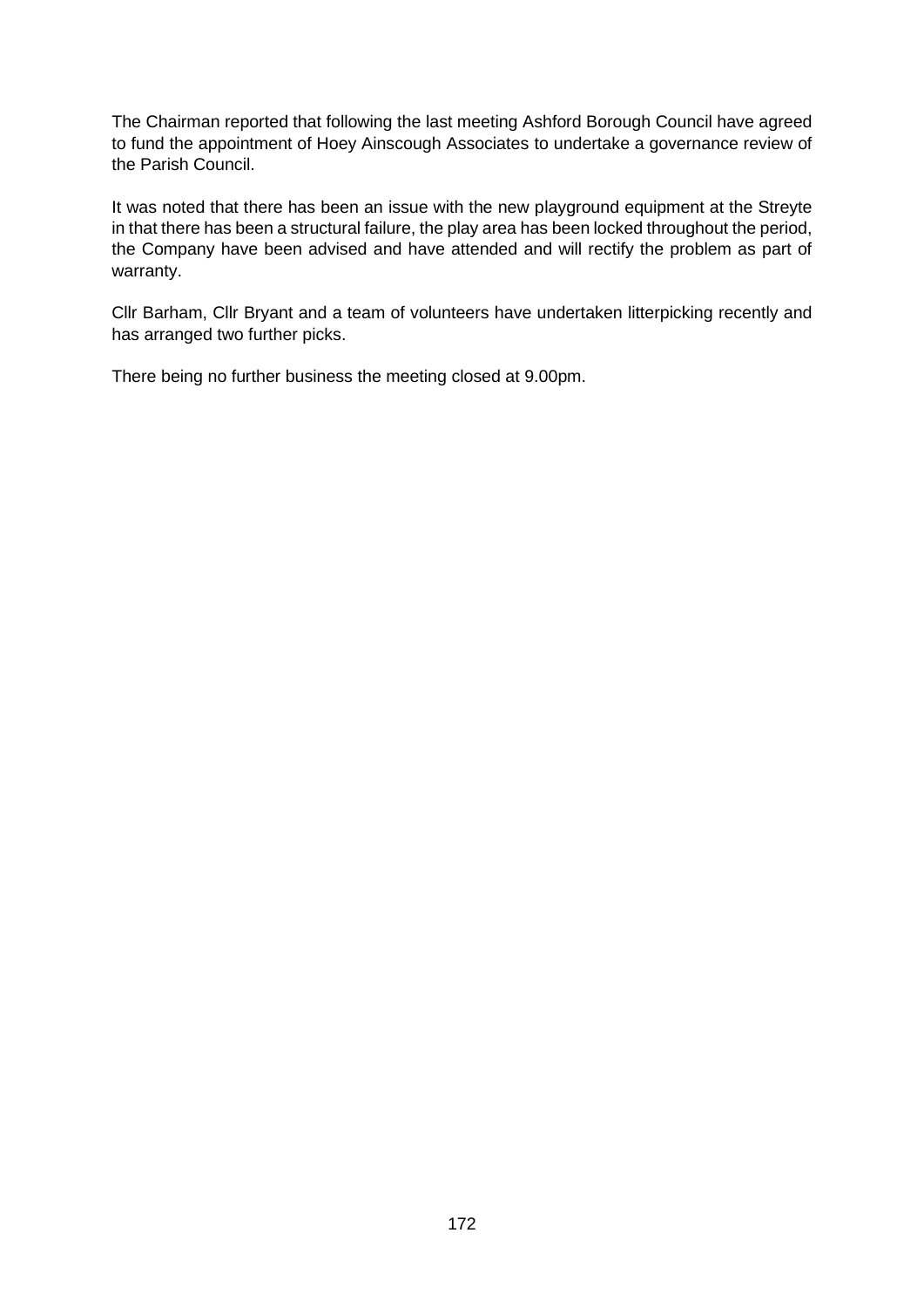The Chairman reported that following the last meeting Ashford Borough Council have agreed to fund the appointment of Hoey Ainscough Associates to undertake a governance review of the Parish Council.

It was noted that there has been an issue with the new playground equipment at the Streyte in that there has been a structural failure, the play area has been locked throughout the period, the Company have been advised and have attended and will rectify the problem as part of warranty.

Cllr Barham, Cllr Bryant and a team of volunteers have undertaken litterpicking recently and has arranged two further picks.

There being no further business the meeting closed at 9.00pm.